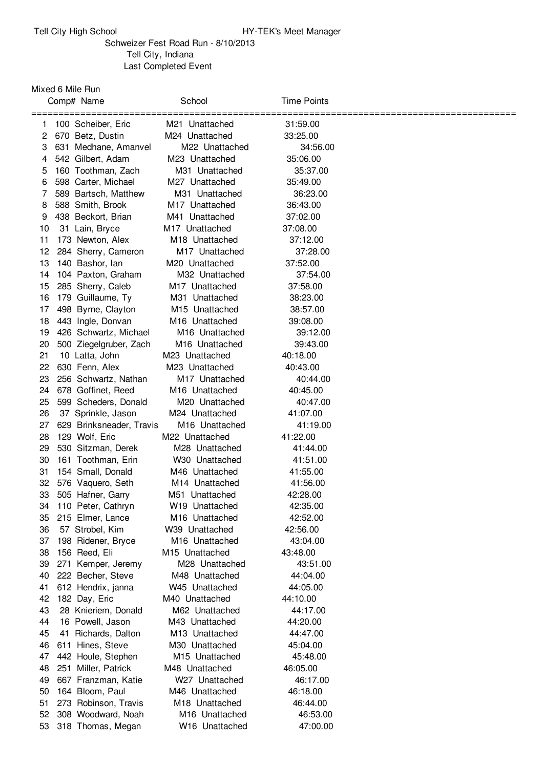Tell City High School HY-TEK's Meet Manager

Schweizer Fest Road Run - 8/10/2013

Tell City, Indiana

Last Completed Event

Mixed 6 Mile Run

| | Comp# | Name | | School | Time | Points |
|---|---|---|---|---|---|---|
| 1 | 100 | Scheiber, Eric | M21 | Unattached | 31:59.00 | |
| 2 | 670 | Betz, Dustin | M24 | Unattached | 33:25.00 | |
| 3 | 631 | Medhane, Amanvel | M22 | Unattached | 34:56.00 | |
| 4 | 542 | Gilbert, Adam | M23 | Unattached | 35:06.00 | |
| 5 | 160 | Toothman, Zach | M31 | Unattached | 35:37.00 | |
| 6 | 598 | Carter, Michael | M27 | Unattached | 35:49.00 | |
| 7 | 589 | Bartsch, Matthew | M31 | Unattached | 36:23.00 | |
| 8 | 588 | Smith, Brook | M17 | Unattached | 36:43.00 | |
| 9 | 438 | Beckort, Brian | M41 | Unattached | 37:02.00 | |
| 10 | 31 | Lain, Bryce | M17 | Unattached | 37:08.00 | |
| 11 | 173 | Newton, Alex | M18 | Unattached | 37:12.00 | |
| 12 | 284 | Sherry, Cameron | M17 | Unattached | 37:28.00 | |
| 13 | 140 | Bashor, Ian | M20 | Unattached | 37:52.00 | |
| 14 | 104 | Paxton, Graham | M32 | Unattached | 37:54.00 | |
| 15 | 285 | Sherry, Caleb | M17 | Unattached | 37:58.00 | |
| 16 | 179 | Guillaume, Ty | M31 | Unattached | 38:23.00 | |
| 17 | 498 | Byrne, Clayton | M15 | Unattached | 38:57.00 | |
| 18 | 443 | Ingle, Donvan | M16 | Unattached | 39:08.00 | |
| 19 | 426 | Schwartz, Michael | M16 | Unattached | 39:12.00 | |
| 20 | 500 | Ziegelgruber, Zach | M16 | Unattached | 39:43.00 | |
| 21 | 10 | Latta, John | M23 | Unattached | 40:18.00 | |
| 22 | 630 | Fenn, Alex | M23 | Unattached | 40:43.00 | |
| 23 | 256 | Schwartz, Nathan | M17 | Unattached | 40:44.00 | |
| 24 | 678 | Goffinet, Reed | M16 | Unattached | 40:45.00 | |
| 25 | 599 | Scheders, Donald | M20 | Unattached | 40:47.00 | |
| 26 | 37 | Sprinkle, Jason | M24 | Unattached | 41:07.00 | |
| 27 | 629 | Brinksneader, Travis | M16 | Unattached | 41:19.00 | |
| 28 | 129 | Wolf, Eric | M22 | Unattached | 41:22.00 | |
| 29 | 530 | Sitzman, Derek | M28 | Unattached | 41:44.00 | |
| 30 | 161 | Toothman, Erin | W30 | Unattached | 41:51.00 | |
| 31 | 154 | Small, Donald | M46 | Unattached | 41:55.00 | |
| 32 | 576 | Vaquero, Seth | M14 | Unattached | 41:56.00 | |
| 33 | 505 | Hafner, Garry | M51 | Unattached | 42:28.00 | |
| 34 | 110 | Peter, Cathryn | W19 | Unattached | 42:35.00 | |
| 35 | 215 | Elmer, Lance | M16 | Unattached | 42:52.00 | |
| 36 | 57 | Strobel, Kim | W39 | Unattached | 42:56.00 | |
| 37 | 198 | Ridener, Bryce | M16 | Unattached | 43:04.00 | |
| 38 | 156 | Reed, Eli | M15 | Unattached | 43:48.00 | |
| 39 | 271 | Kemper, Jeremy | M28 | Unattached | 43:51.00 | |
| 40 | 222 | Becher, Steve | M48 | Unattached | 44:04.00 | |
| 41 | 612 | Hendrix, janna | W45 | Unattached | 44:05.00 | |
| 42 | 182 | Day, Eric | M40 | Unattached | 44:10.00 | |
| 43 | 28 | Knieriem, Donald | M62 | Unattached | 44:17.00 | |
| 44 | 16 | Powell, Jason | M43 | Unattached | 44:20.00 | |
| 45 | 41 | Richards, Dalton | M13 | Unattached | 44:47.00 | |
| 46 | 611 | Hines, Steve | M30 | Unattached | 45:04.00 | |
| 47 | 442 | Houle, Stephen | M15 | Unattached | 45:48.00 | |
| 48 | 251 | Miller, Patrick | M48 | Unattached | 46:05.00 | |
| 49 | 667 | Franzman, Katie | W27 | Unattached | 46:17.00 | |
| 50 | 164 | Bloom, Paul | M46 | Unattached | 46:18.00 | |
| 51 | 273 | Robinson, Travis | M18 | Unattached | 46:44.00 | |
| 52 | 308 | Woodward, Noah | M16 | Unattached | 46:53.00 | |
| 53 | 318 | Thomas, Megan | W16 | Unattached | 47:00.00 | |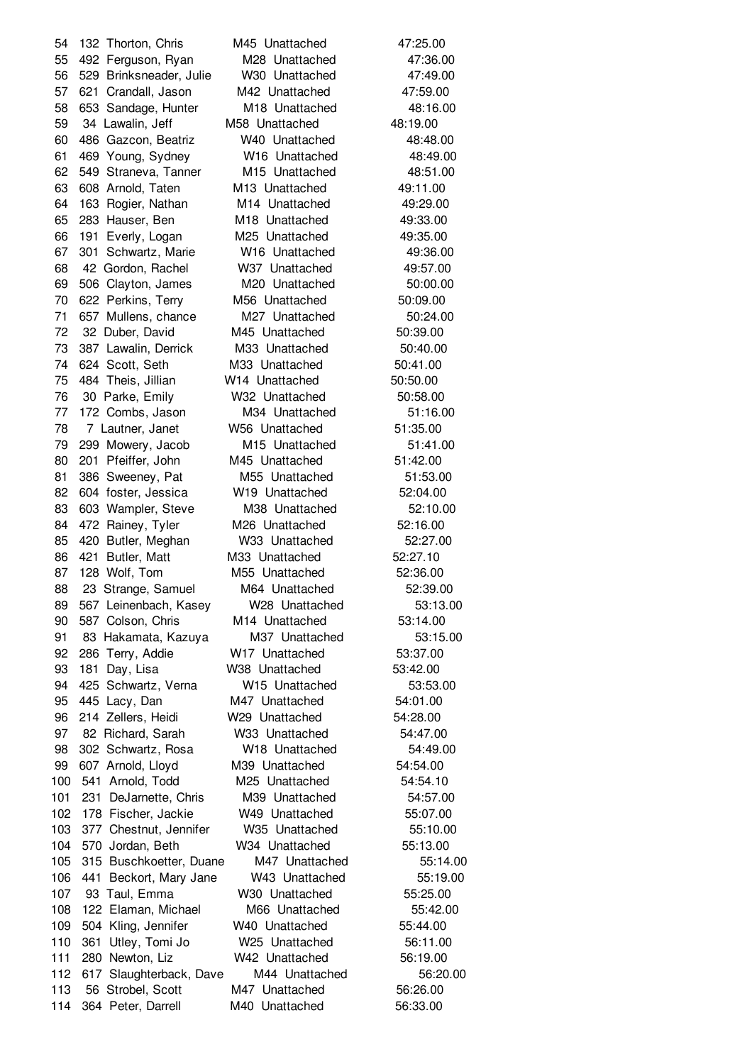| | | | | | |
|---|---|---|---|---|---|
| 54 | 132 | Thorton, Chris | M45 | Unattached | 47:25.00 |
| 55 | 492 | Ferguson, Ryan | M28 | Unattached | 47:36.00 |
| 56 | 529 | Brinksneader, Julie | W30 | Unattached | 47:49.00 |
| 57 | 621 | Crandall, Jason | M42 | Unattached | 47:59.00 |
| 58 | 653 | Sandage, Hunter | M18 | Unattached | 48:16.00 |
| 59 | 34 | Lawalin, Jeff | M58 | Unattached | 48:19.00 |
| 60 | 486 | Gazcon, Beatriz | W40 | Unattached | 48:48.00 |
| 61 | 469 | Young, Sydney | W16 | Unattached | 48:49.00 |
| 62 | 549 | Straneva, Tanner | M15 | Unattached | 48:51.00 |
| 63 | 608 | Arnold, Taten | M13 | Unattached | 49:11.00 |
| 64 | 163 | Rogier, Nathan | M14 | Unattached | 49:29.00 |
| 65 | 283 | Hauser, Ben | M18 | Unattached | 49:33.00 |
| 66 | 191 | Everly, Logan | M25 | Unattached | 49:35.00 |
| 67 | 301 | Schwartz, Marie | W16 | Unattached | 49:36.00 |
| 68 | 42 | Gordon, Rachel | W37 | Unattached | 49:57.00 |
| 69 | 506 | Clayton, James | M20 | Unattached | 50:00.00 |
| 70 | 622 | Perkins, Terry | M56 | Unattached | 50:09.00 |
| 71 | 657 | Mullens, chance | M27 | Unattached | 50:24.00 |
| 72 | 32 | Duber, David | M45 | Unattached | 50:39.00 |
| 73 | 387 | Lawalin, Derrick | M33 | Unattached | 50:40.00 |
| 74 | 624 | Scott, Seth | M33 | Unattached | 50:41.00 |
| 75 | 484 | Theis, Jillian | W14 | Unattached | 50:50.00 |
| 76 | 30 | Parke, Emily | W32 | Unattached | 50:58.00 |
| 77 | 172 | Combs, Jason | M34 | Unattached | 51:16.00 |
| 78 | 7 | Lautner, Janet | W56 | Unattached | 51:35.00 |
| 79 | 299 | Mowery, Jacob | M15 | Unattached | 51:41.00 |
| 80 | 201 | Pfeiffer, John | M45 | Unattached | 51:42.00 |
| 81 | 386 | Sweeney, Pat | M55 | Unattached | 51:53.00 |
| 82 | 604 | foster, Jessica | W19 | Unattached | 52:04.00 |
| 83 | 603 | Wampler, Steve | M38 | Unattached | 52:10.00 |
| 84 | 472 | Rainey, Tyler | M26 | Unattached | 52:16.00 |
| 85 | 420 | Butler, Meghan | W33 | Unattached | 52:27.00 |
| 86 | 421 | Butler, Matt | M33 | Unattached | 52:27.10 |
| 87 | 128 | Wolf, Tom | M55 | Unattached | 52:36.00 |
| 88 | 23 | Strange, Samuel | M64 | Unattached | 52:39.00 |
| 89 | 567 | Leinenbach, Kasey | W28 | Unattached | 53:13.00 |
| 90 | 587 | Colson, Chris | M14 | Unattached | 53:14.00 |
| 91 | 83 | Hakamata, Kazuya | M37 | Unattached | 53:15.00 |
| 92 | 286 | Terry, Addie | W17 | Unattached | 53:37.00 |
| 93 | 181 | Day, Lisa | W38 | Unattached | 53:42.00 |
| 94 | 425 | Schwartz, Verna | W15 | Unattached | 53:53.00 |
| 95 | 445 | Lacy, Dan | M47 | Unattached | 54:01.00 |
| 96 | 214 | Zellers, Heidi | W29 | Unattached | 54:28.00 |
| 97 | 82 | Richard, Sarah | W33 | Unattached | 54:47.00 |
| 98 | 302 | Schwartz, Rosa | W18 | Unattached | 54:49.00 |
| 99 | 607 | Arnold, Lloyd | M39 | Unattached | 54:54.00 |
| 100 | 541 | Arnold, Todd | M25 | Unattached | 54:54.10 |
| 101 | 231 | DeJarnette, Chris | M39 | Unattached | 54:57.00 |
| 102 | 178 | Fischer, Jackie | W49 | Unattached | 55:07.00 |
| 103 | 377 | Chestnut, Jennifer | W35 | Unattached | 55:10.00 |
| 104 | 570 | Jordan, Beth | W34 | Unattached | 55:13.00 |
| 105 | 315 | Buschkoetter, Duane | M47 | Unattached | 55:14.00 |
| 106 | 441 | Beckort, Mary Jane | W43 | Unattached | 55:19.00 |
| 107 | 93 | Taul, Emma | W30 | Unattached | 55:25.00 |
| 108 | 122 | Elaman, Michael | M66 | Unattached | 55:42.00 |
| 109 | 504 | Kling, Jennifer | W40 | Unattached | 55:44.00 |
| 110 | 361 | Utley, Tomi Jo | W25 | Unattached | 56:11.00 |
| 111 | 280 | Newton, Liz | W42 | Unattached | 56:19.00 |
| 112 | 617 | Slaughterback, Dave | M44 | Unattached | 56:20.00 |
| 113 | 56 | Strobel, Scott | M47 | Unattached | 56:26.00 |
| 114 | 364 | Peter, Darrell | M40 | Unattached | 56:33.00 |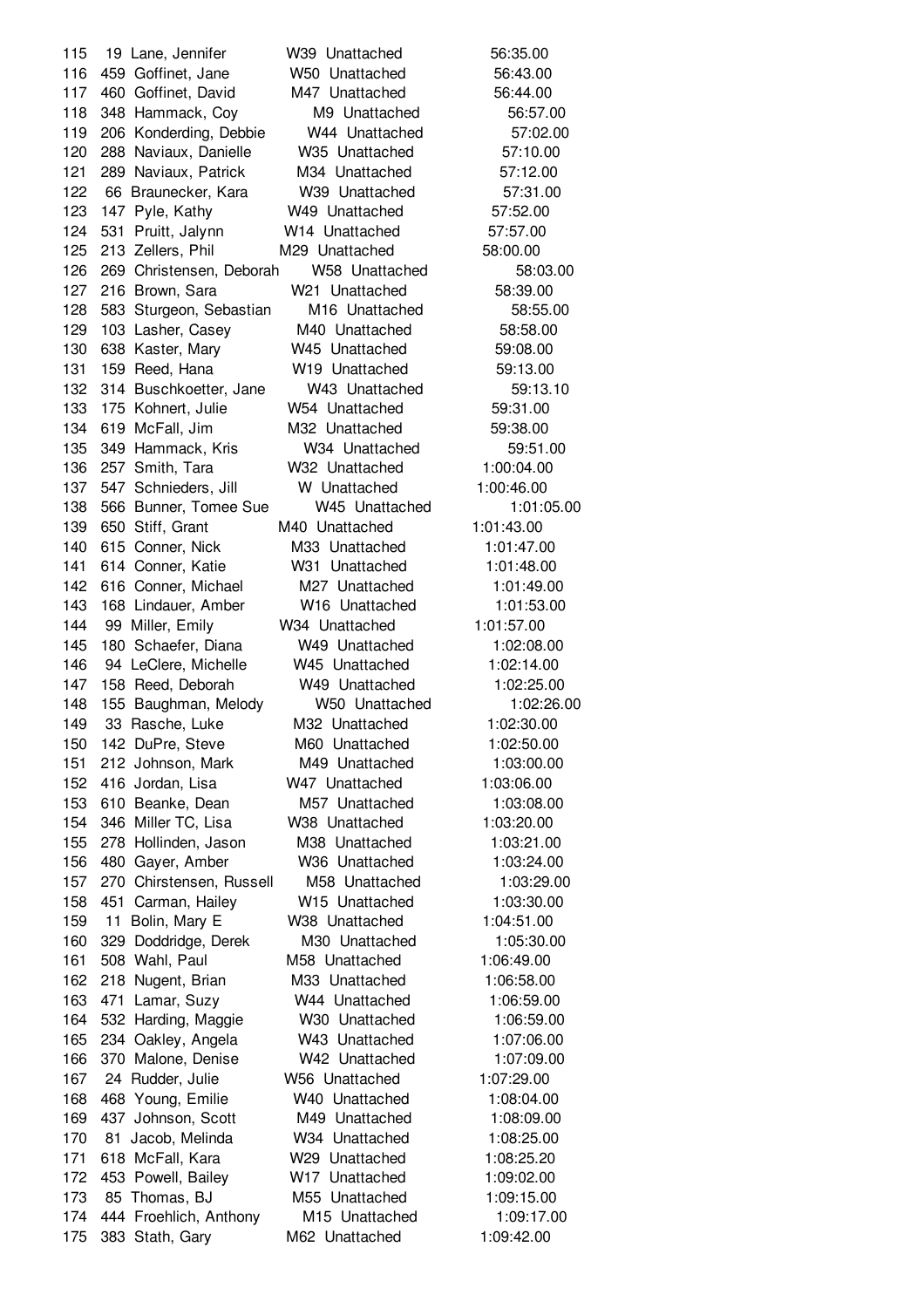| | | | | | |
|---|---|---|---|---|---|
| 115 | 19 | Lane, Jennifer | W39 | Unattached | 56:35.00 |
| 116 | 459 | Goffinet, Jane | W50 | Unattached | 56:43.00 |
| 117 | 460 | Goffinet, David | M47 | Unattached | 56:44.00 |
| 118 | 348 | Hammack, Coy | M9 | Unattached | 56:57.00 |
| 119 | 206 | Konderding, Debbie | W44 | Unattached | 57:02.00 |
| 120 | 288 | Naviaux, Danielle | W35 | Unattached | 57:10.00 |
| 121 | 289 | Naviaux, Patrick | M34 | Unattached | 57:12.00 |
| 122 | 66 | Braunecker, Kara | W39 | Unattached | 57:31.00 |
| 123 | 147 | Pyle, Kathy | W49 | Unattached | 57:52.00 |
| 124 | 531 | Pruitt, Jalynn | W14 | Unattached | 57:57.00 |
| 125 | 213 | Zellers, Phil | M29 | Unattached | 58:00.00 |
| 126 | 269 | Christensen, Deborah | W58 | Unattached | 58:03.00 |
| 127 | 216 | Brown, Sara | W21 | Unattached | 58:39.00 |
| 128 | 583 | Sturgeon, Sebastian | M16 | Unattached | 58:55.00 |
| 129 | 103 | Lasher, Casey | M40 | Unattached | 58:58.00 |
| 130 | 638 | Kaster, Mary | W45 | Unattached | 59:08.00 |
| 131 | 159 | Reed, Hana | W19 | Unattached | 59:13.00 |
| 132 | 314 | Buschkoetter, Jane | W43 | Unattached | 59:13.10 |
| 133 | 175 | Kohnert, Julie | W54 | Unattached | 59:31.00 |
| 134 | 619 | McFall, Jim | M32 | Unattached | 59:38.00 |
| 135 | 349 | Hammack, Kris | W34 | Unattached | 59:51.00 |
| 136 | 257 | Smith, Tara | W32 | Unattached | 1:00:04.00 |
| 137 | 547 | Schnieders, Jill | W | Unattached | 1:00:46.00 |
| 138 | 566 | Bunner, Tomee Sue | W45 | Unattached | 1:01:05.00 |
| 139 | 650 | Stiff, Grant | M40 | Unattached | 1:01:43.00 |
| 140 | 615 | Conner, Nick | M33 | Unattached | 1:01:47.00 |
| 141 | 614 | Conner, Katie | W31 | Unattached | 1:01:48.00 |
| 142 | 616 | Conner, Michael | M27 | Unattached | 1:01:49.00 |
| 143 | 168 | Lindauer, Amber | W16 | Unattached | 1:01:53.00 |
| 144 | 99 | Miller, Emily | W34 | Unattached | 1:01:57.00 |
| 145 | 180 | Schaefer, Diana | W49 | Unattached | 1:02:08.00 |
| 146 | 94 | LeClere, Michelle | W45 | Unattached | 1:02:14.00 |
| 147 | 158 | Reed, Deborah | W49 | Unattached | 1:02:25.00 |
| 148 | 155 | Baughman, Melody | W50 | Unattached | 1:02:26.00 |
| 149 | 33 | Rasche, Luke | M32 | Unattached | 1:02:30.00 |
| 150 | 142 | DuPre, Steve | M60 | Unattached | 1:02:50.00 |
| 151 | 212 | Johnson, Mark | M49 | Unattached | 1:03:00.00 |
| 152 | 416 | Jordan, Lisa | W47 | Unattached | 1:03:06.00 |
| 153 | 610 | Beanke, Dean | M57 | Unattached | 1:03:08.00 |
| 154 | 346 | Miller TC, Lisa | W38 | Unattached | 1:03:20.00 |
| 155 | 278 | Hollinden, Jason | M38 | Unattached | 1:03:21.00 |
| 156 | 480 | Gayer, Amber | W36 | Unattached | 1:03:24.00 |
| 157 | 270 | Chirstensen, Russell | M58 | Unattached | 1:03:29.00 |
| 158 | 451 | Carman, Hailey | W15 | Unattached | 1:03:30.00 |
| 159 | 11 | Bolin, Mary E | W38 | Unattached | 1:04:51.00 |
| 160 | 329 | Doddridge, Derek | M30 | Unattached | 1:05:30.00 |
| 161 | 508 | Wahl, Paul | M58 | Unattached | 1:06:49.00 |
| 162 | 218 | Nugent, Brian | M33 | Unattached | 1:06:58.00 |
| 163 | 471 | Lamar, Suzy | W44 | Unattached | 1:06:59.00 |
| 164 | 532 | Harding, Maggie | W30 | Unattached | 1:06:59.00 |
| 165 | 234 | Oakley, Angela | W43 | Unattached | 1:07:06.00 |
| 166 | 370 | Malone, Denise | W42 | Unattached | 1:07:09.00 |
| 167 | 24 | Rudder, Julie | W56 | Unattached | 1:07:29.00 |
| 168 | 468 | Young, Emilie | W40 | Unattached | 1:08:04.00 |
| 169 | 437 | Johnson, Scott | M49 | Unattached | 1:08:09.00 |
| 170 | 81 | Jacob, Melinda | W34 | Unattached | 1:08:25.00 |
| 171 | 618 | McFall, Kara | W29 | Unattached | 1:08:25.20 |
| 172 | 453 | Powell, Bailey | W17 | Unattached | 1:09:02.00 |
| 173 | 85 | Thomas, BJ | M55 | Unattached | 1:09:15.00 |
| 174 | 444 | Froehlich, Anthony | M15 | Unattached | 1:09:17.00 |
| 175 | 383 | Stath, Gary | M62 | Unattached | 1:09:42.00 |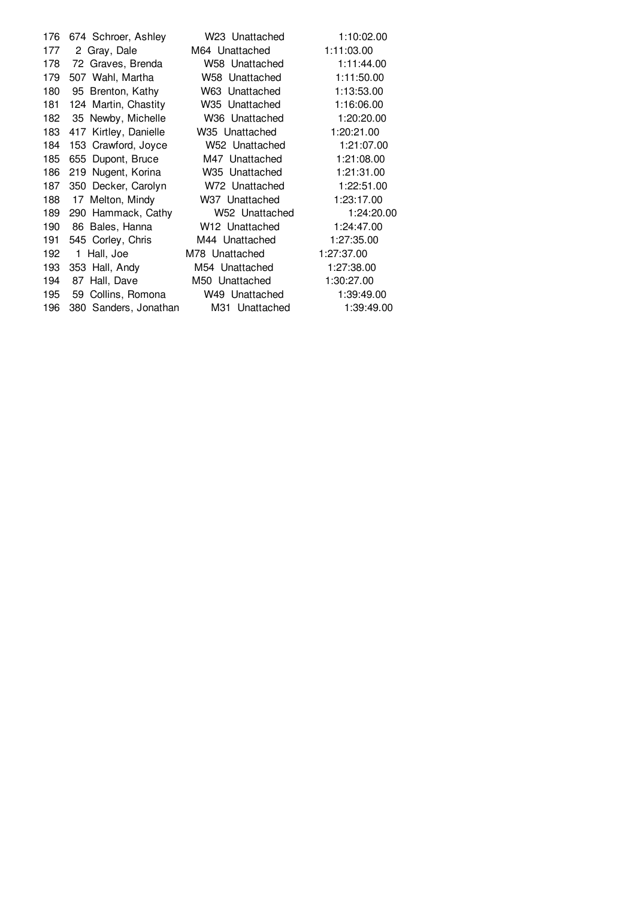| | | | | | |
|---|---|---|---|---|---|
| 176 | 674 | Schroer, Ashley | W23 | Unattached | 1:10:02.00 |
| 177 | 2 | Gray, Dale | M64 | Unattached | 1:11:03.00 |
| 178 | 72 | Graves, Brenda | W58 | Unattached | 1:11:44.00 |
| 179 | 507 | Wahl, Martha | W58 | Unattached | 1:11:50.00 |
| 180 | 95 | Brenton, Kathy | W63 | Unattached | 1:13:53.00 |
| 181 | 124 | Martin, Chastity | W35 | Unattached | 1:16:06.00 |
| 182 | 35 | Newby, Michelle | W36 | Unattached | 1:20:20.00 |
| 183 | 417 | Kirtley, Danielle | W35 | Unattached | 1:20:21.00 |
| 184 | 153 | Crawford, Joyce | W52 | Unattached | 1:21:07.00 |
| 185 | 655 | Dupont, Bruce | M47 | Unattached | 1:21:08.00 |
| 186 | 219 | Nugent, Korina | W35 | Unattached | 1:21:31.00 |
| 187 | 350 | Decker, Carolyn | W72 | Unattached | 1:22:51.00 |
| 188 | 17 | Melton, Mindy | W37 | Unattached | 1:23:17.00 |
| 189 | 290 | Hammack, Cathy | W52 | Unattached | 1:24:20.00 |
| 190 | 86 | Bales, Hanna | W12 | Unattached | 1:24:47.00 |
| 191 | 545 | Corley, Chris | M44 | Unattached | 1:27:35.00 |
| 192 | 1 | Hall, Joe | M78 | Unattached | 1:27:37.00 |
| 193 | 353 | Hall, Andy | M54 | Unattached | 1:27:38.00 |
| 194 | 87 | Hall, Dave | M50 | Unattached | 1:30:27.00 |
| 195 | 59 | Collins, Romona | W49 | Unattached | 1:39:49.00 |
| 196 | 380 | Sanders, Jonathan | M31 | Unattached | 1:39:49.00 |